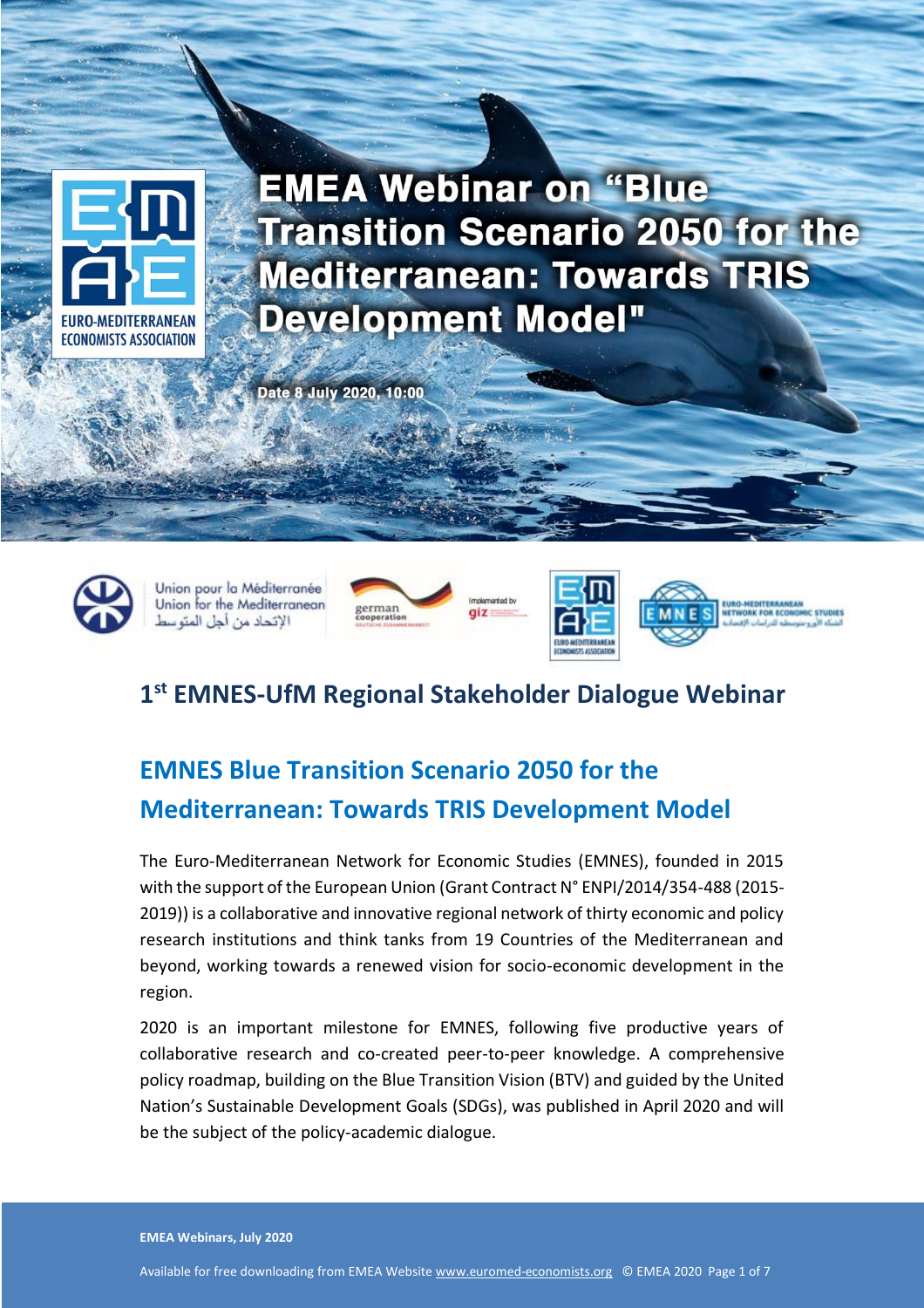# EMEA Webinar on "Blue Transition Scenario 2050 for the Mediterranean: Towards TRIS Development Model"

Date 8 July 2020, 10:00

## 1st EMNES-UfM Regional Stakeholder Dialogue Webinar

## EMNES Blue Transition Scenario 2050 for the Mediterranean: Towards TRIS Development Model

The Euro-Mediterranean Network for Economic Studies (EMNES), founded in 2015 with the support of the European Union (Grant Contract N° ENPI/2014/354-488 (2015-2019)) is a collaborative and innovative regional network of thirty economic and policy research institutions and think tanks from 19 Countries of the Mediterranean and beyond, working towards a renewed vision for socio-economic development in the region.

2020 is an important milestone for EMNES, following five productive years of collaborative research and co-created peer-to-peer knowledge. A comprehensive policy roadmap, building on the Blue Transition Vision (BTV) and guided by the United Nation's Sustainable Development Goals (SDGs), was published in April 2020 and will be the subject of the policy-academic dialogue.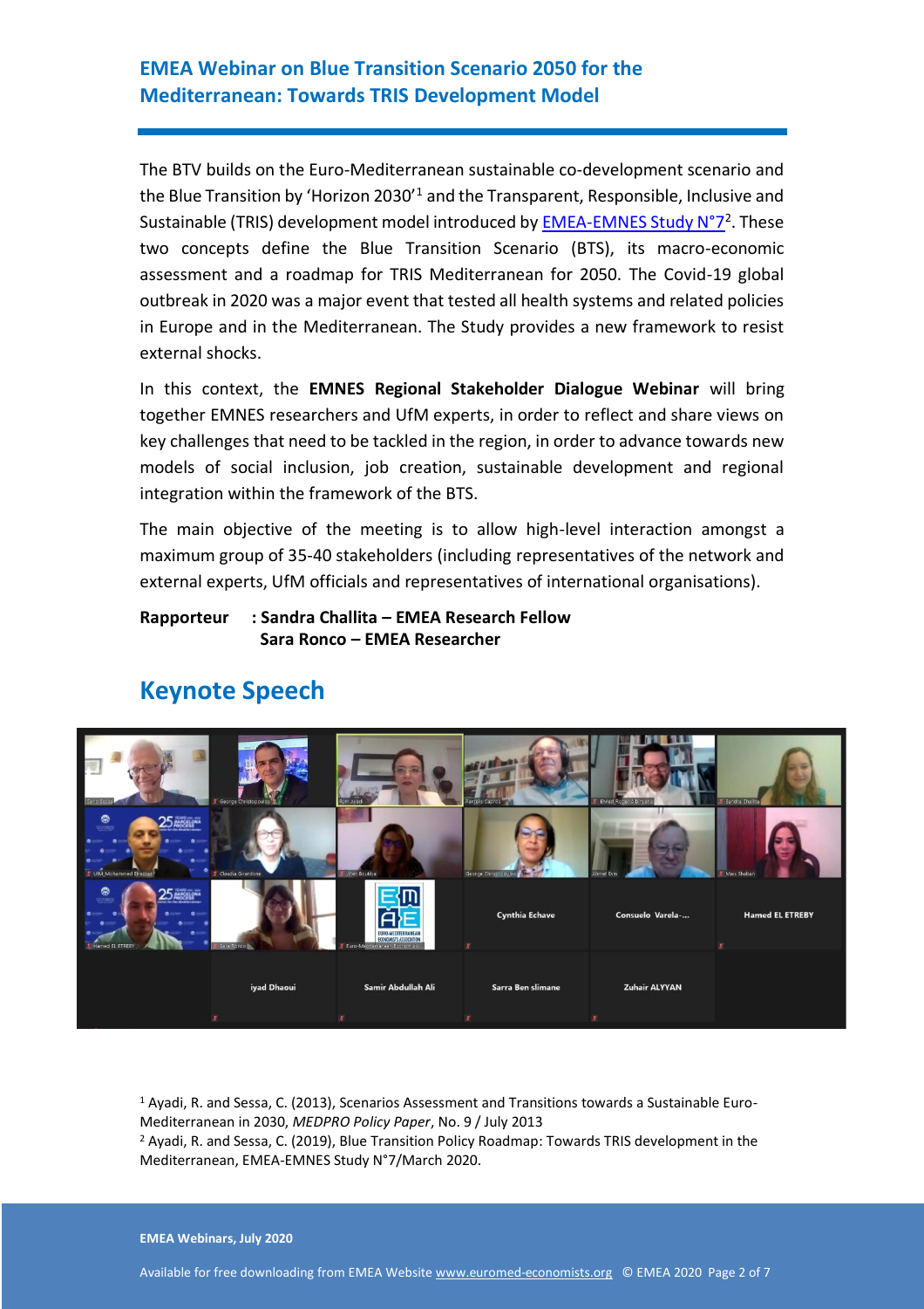# EMEA Webinar on Blue Transition Scenario 2050 for the Mediterranean: Towards TRIS Development Model

The BTV builds on the Euro-Mediterranean sustainable co-development scenario and the Blue Transition by 'Horizon 2030'[1] and the Transparent, Responsible, Inclusive and Sustainable (TRIS) development model introduced by EMEA-EMNES Study N°7[2]. These two concepts define the Blue Transition Scenario (BTS), its macro-economic assessment and a roadmap for TRIS Mediterranean for 2050. The Covid-19 global outbreak in 2020 was a major event that tested all health systems and related policies in Europe and in the Mediterranean. The Study provides a new framework to resist external shocks.

In this context, the **EMNES Regional Stakeholder Dialogue Webinar** will bring together EMNES researchers and UfM experts, in order to reflect and share views on key challenges that need to be tackled in the region, in order to advance towards new models of social inclusion, job creation, sustainable development and regional integration within the framework of the BTS.

The main objective of the meeting is to allow high-level interaction amongst a maximum group of 35-40 stakeholders (including representatives of the network and external experts, UfM officials and representatives of international organisations).

**Rapporteur : Sandra Challita – EMEA Research Fellow**
**Sara Ronco – EMEA Researcher**

## Keynote Speech

[1] Ayadi, R. and Sessa, C. (2013), Scenarios Assessment and Transitions towards a Sustainable Euro-Mediterranean in 2030, *MEDPRO Policy Paper*, No. 9 / July 2013

[2] Ayadi, R. and Sessa, C. (2019), Blue Transition Policy Roadmap: Towards TRIS development in the Mediterranean, EMEA-EMNES Study N°7/March 2020.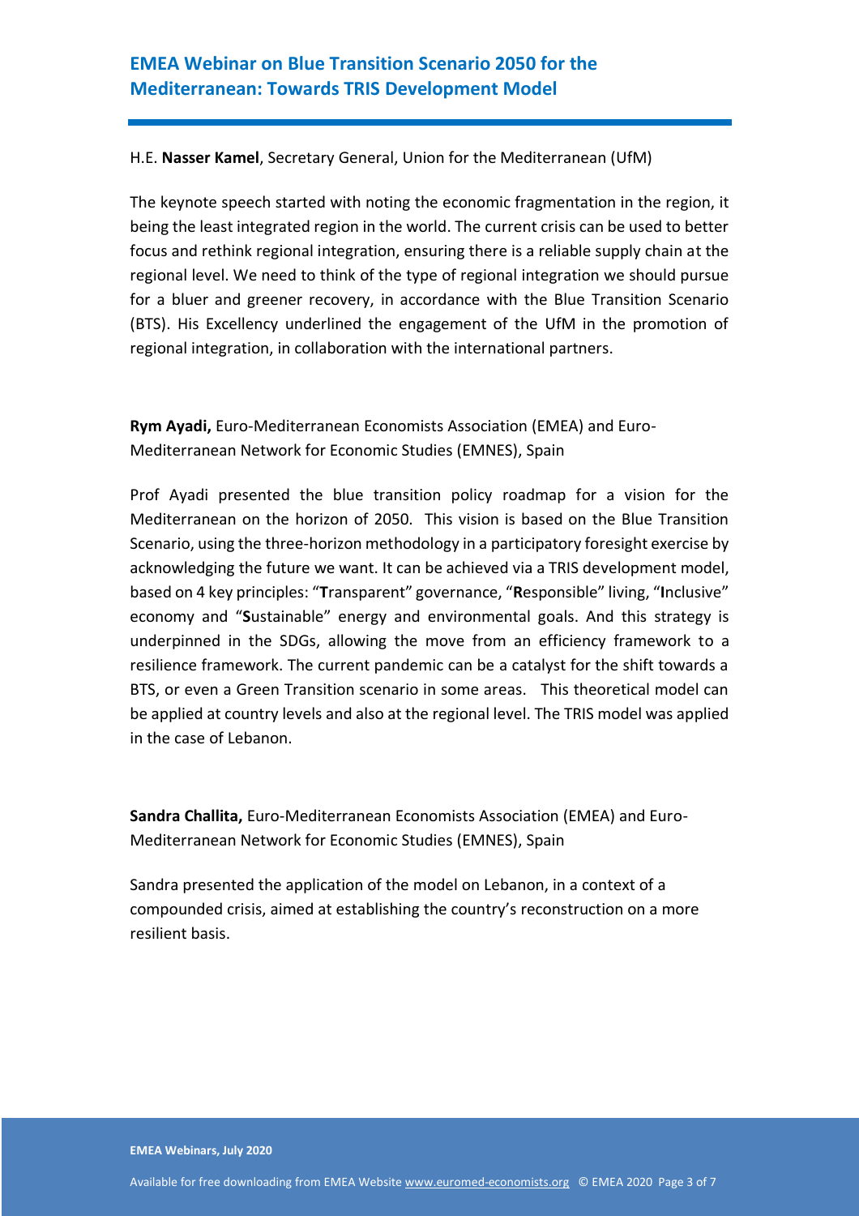H.E. **Nasser Kamel**, Secretary General, Union for the Mediterranean (UfM)

The keynote speech started with noting the economic fragmentation in the region, it being the least integrated region in the world. The current crisis can be used to better focus and rethink regional integration, ensuring there is a reliable supply chain at the regional level. We need to think of the type of regional integration we should pursue for a bluer and greener recovery, in accordance with the Blue Transition Scenario (BTS). His Excellency underlined the engagement of the UfM in the promotion of regional integration, in collaboration with the international partners.

**Rym Ayadi,** Euro-Mediterranean Economists Association (EMEA) and Euro-Mediterranean Network for Economic Studies (EMNES), Spain

Prof Ayadi presented the blue transition policy roadmap for a vision for the Mediterranean on the horizon of 2050. This vision is based on the Blue Transition Scenario, using the three-horizon methodology in a participatory foresight exercise by acknowledging the future we want. It can be achieved via a TRIS development model, based on 4 key principles: "**T**ransparent" governance, "**R**esponsible" living, "**I**nclusive" economy and "**S**ustainable" energy and environmental goals. And this strategy is underpinned in the SDGs, allowing the move from an efficiency framework to a resilience framework. The current pandemic can be a catalyst for the shift towards a BTS, or even a Green Transition scenario in some areas. This theoretical model can be applied at country levels and also at the regional level. The TRIS model was applied in the case of Lebanon.

**Sandra Challita,** Euro-Mediterranean Economists Association (EMEA) and Euro-Mediterranean Network for Economic Studies (EMNES), Spain

Sandra presented the application of the model on Lebanon, in a context of a compounded crisis, aimed at establishing the country's reconstruction on a more resilient basis.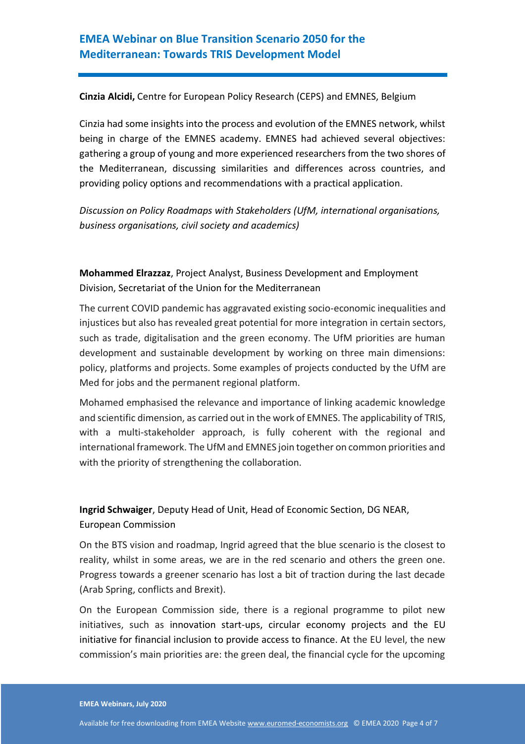**Cinzia Alcidi,** Centre for European Policy Research (CEPS) and EMNES, Belgium

Cinzia had some insights into the process and evolution of the EMNES network, whilst being in charge of the EMNES academy. EMNES had achieved several objectives: gathering a group of young and more experienced researchers from the two shores of the Mediterranean, discussing similarities and differences across countries, and providing policy options and recommendations with a practical application.

*Discussion on Policy Roadmaps with Stakeholders (UfM, international organisations, business organisations, civil society and academics)*

**Mohammed Elrazzaz**, Project Analyst, Business Development and Employment Division, Secretariat of the Union for the Mediterranean

The current COVID pandemic has aggravated existing socio-economic inequalities and injustices but also has revealed great potential for more integration in certain sectors, such as trade, digitalisation and the green economy. The UfM priorities are human development and sustainable development by working on three main dimensions: policy, platforms and projects. Some examples of projects conducted by the UfM are Med for jobs and the permanent regional platform.

Mohamed emphasised the relevance and importance of linking academic knowledge and scientific dimension, as carried out in the work of EMNES. The applicability of TRIS, with a multi-stakeholder approach, is fully coherent with the regional and international framework. The UfM and EMNES join together on common priorities and with the priority of strengthening the collaboration.

**Ingrid Schwaiger**, Deputy Head of Unit, Head of Economic Section, DG NEAR, European Commission

On the BTS vision and roadmap, Ingrid agreed that the blue scenario is the closest to reality, whilst in some areas, we are in the red scenario and others the green one. Progress towards a greener scenario has lost a bit of traction during the last decade (Arab Spring, conflicts and Brexit).

On the European Commission side, there is a regional programme to pilot new initiatives, such as innovation start-ups, circular economy projects and the EU initiative for financial inclusion to provide access to finance. At the EU level, the new commission's main priorities are: the green deal, the financial cycle for the upcoming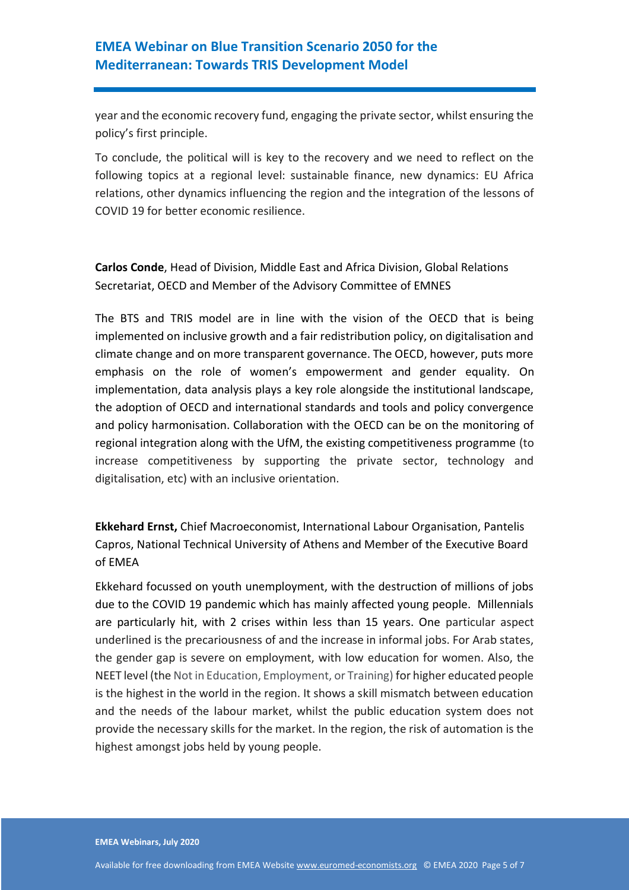year and the economic recovery fund, engaging the private sector, whilst ensuring the policy's first principle.

To conclude, the political will is key to the recovery and we need to reflect on the following topics at a regional level: sustainable finance, new dynamics: EU Africa relations, other dynamics influencing the region and the integration of the lessons of COVID 19 for better economic resilience.

**Carlos Conde**, Head of Division, Middle East and Africa Division, Global Relations Secretariat, OECD and Member of the Advisory Committee of EMNES

The BTS and TRIS model are in line with the vision of the OECD that is being implemented on inclusive growth and a fair redistribution policy, on digitalisation and climate change and on more transparent governance. The OECD, however, puts more emphasis on the role of women's empowerment and gender equality. On implementation, data analysis plays a key role alongside the institutional landscape, the adoption of OECD and international standards and tools and policy convergence and policy harmonisation. Collaboration with the OECD can be on the monitoring of regional integration along with the UfM, the existing competitiveness programme (to increase competitiveness by supporting the private sector, technology and digitalisation, etc) with an inclusive orientation.

**Ekkehard Ernst,** Chief Macroeconomist, International Labour Organisation, Pantelis Capros, National Technical University of Athens and Member of the Executive Board of EMEA

Ekkehard focussed on youth unemployment, with the destruction of millions of jobs due to the COVID 19 pandemic which has mainly affected young people. Millennials are particularly hit, with 2 crises within less than 15 years. One particular aspect underlined is the precariousness of and the increase in informal jobs. For Arab states, the gender gap is severe on employment, with low education for women. Also, the NEET level (the Not in Education, Employment, or Training) for higher educated people is the highest in the world in the region. It shows a skill mismatch between education and the needs of the labour market, whilst the public education system does not provide the necessary skills for the market. In the region, the risk of automation is the highest amongst jobs held by young people.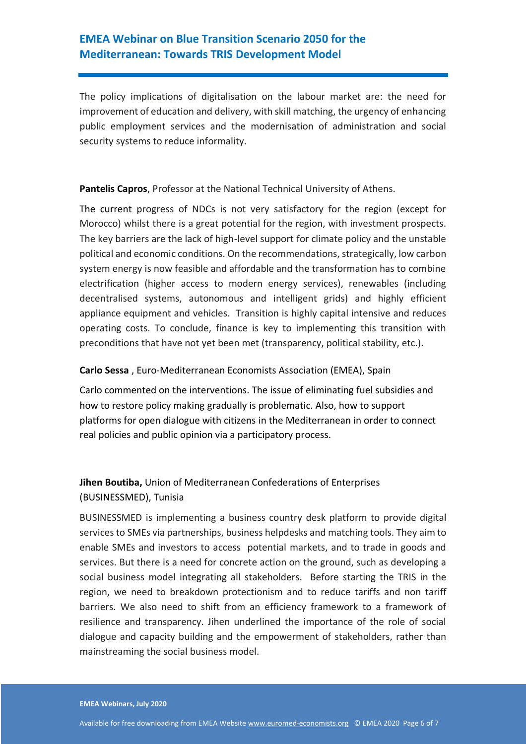The policy implications of digitalisation on the labour market are: the need for improvement of education and delivery, with skill matching, the urgency of enhancing public employment services and the modernisation of administration and social security systems to reduce informality.

**Pantelis Capros**, Professor at the National Technical University of Athens.

The current progress of NDCs is not very satisfactory for the region (except for Morocco) whilst there is a great potential for the region, with investment prospects. The key barriers are the lack of high-level support for climate policy and the unstable political and economic conditions. On the recommendations, strategically, low carbon system energy is now feasible and affordable and the transformation has to combine electrification (higher access to modern energy services), renewables (including decentralised systems, autonomous and intelligent grids) and highly efficient appliance equipment and vehicles. Transition is highly capital intensive and reduces operating costs. To conclude, finance is key to implementing this transition with preconditions that have not yet been met (transparency, political stability, etc.).

**Carlo Sessa** , Euro-Mediterranean Economists Association (EMEA), Spain

Carlo commented on the interventions. The issue of eliminating fuel subsidies and how to restore policy making gradually is problematic. Also, how to support platforms for open dialogue with citizens in the Mediterranean in order to connect real policies and public opinion via a participatory process.

**Jihen Boutiba,** Union of Mediterranean Confederations of Enterprises (BUSINESSMED), Tunisia

BUSINESSMED is implementing a business country desk platform to provide digital services to SMEs via partnerships, business helpdesks and matching tools. They aim to enable SMEs and investors to access potential markets, and to trade in goods and services. But there is a need for concrete action on the ground, such as developing a social business model integrating all stakeholders. Before starting the TRIS in the region, we need to breakdown protectionism and to reduce tariffs and non tariff barriers. We also need to shift from an efficiency framework to a framework of resilience and transparency. Jihen underlined the importance of the role of social dialogue and capacity building and the empowerment of stakeholders, rather than mainstreaming the social business model.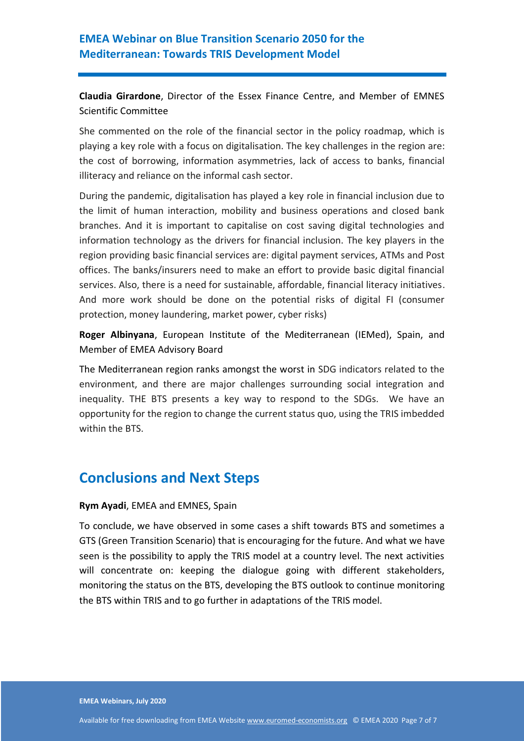**Claudia Girardone**, Director of the Essex Finance Centre, and Member of EMNES Scientific Committee

She commented on the role of the financial sector in the policy roadmap, which is playing a key role with a focus on digitalisation. The key challenges in the region are: the cost of borrowing, information asymmetries, lack of access to banks, financial illiteracy and reliance on the informal cash sector.

During the pandemic, digitalisation has played a key role in financial inclusion due to the limit of human interaction, mobility and business operations and closed bank branches. And it is important to capitalise on cost saving digital technologies and information technology as the drivers for financial inclusion. The key players in the region providing basic financial services are: digital payment services, ATMs and Post offices. The banks/insurers need to make an effort to provide basic digital financial services. Also, there is a need for sustainable, affordable, financial literacy initiatives. And more work should be done on the potential risks of digital FI (consumer protection, money laundering, market power, cyber risks)

**Roger Albinyana**, European Institute of the Mediterranean (IEMed), Spain, and Member of EMEA Advisory Board

The Mediterranean region ranks amongst the worst in SDG indicators related to the environment, and there are major challenges surrounding social integration and inequality. THE BTS presents a key way to respond to the SDGs. We have an opportunity for the region to change the current status quo, using the TRIS imbedded within the BTS.

## Conclusions and Next Steps

**Rym Ayadi**, EMEA and EMNES, Spain

To conclude, we have observed in some cases a shift towards BTS and sometimes a GTS (Green Transition Scenario) that is encouraging for the future. And what we have seen is the possibility to apply the TRIS model at a country level. The next activities will concentrate on: keeping the dialogue going with different stakeholders, monitoring the status on the BTS, developing the BTS outlook to continue monitoring the BTS within TRIS and to go further in adaptations of the TRIS model.